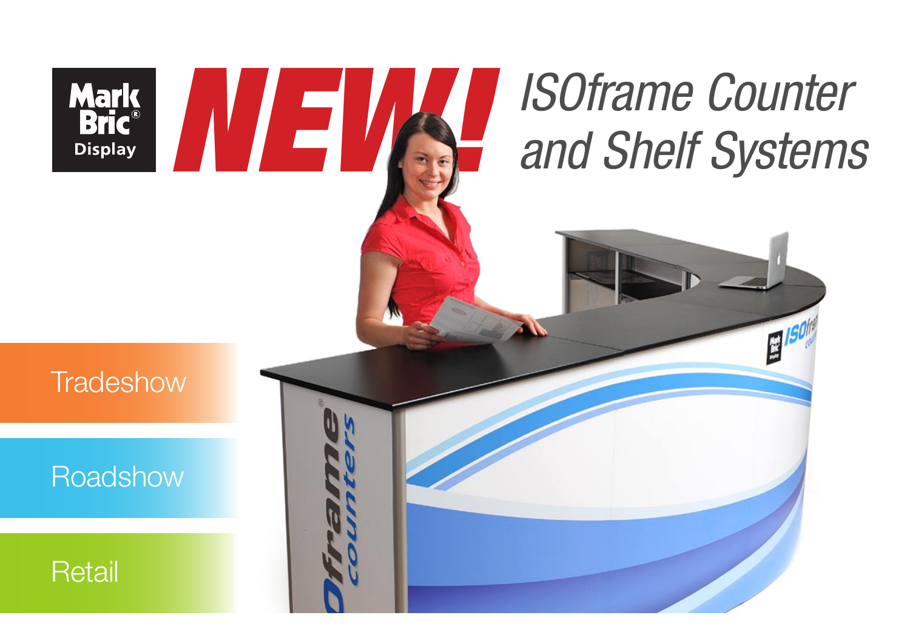Mark Bric® Display

# NEW! *ISOframe Counter and Shelf Systems*

Tradeshow

Roadshow

Retail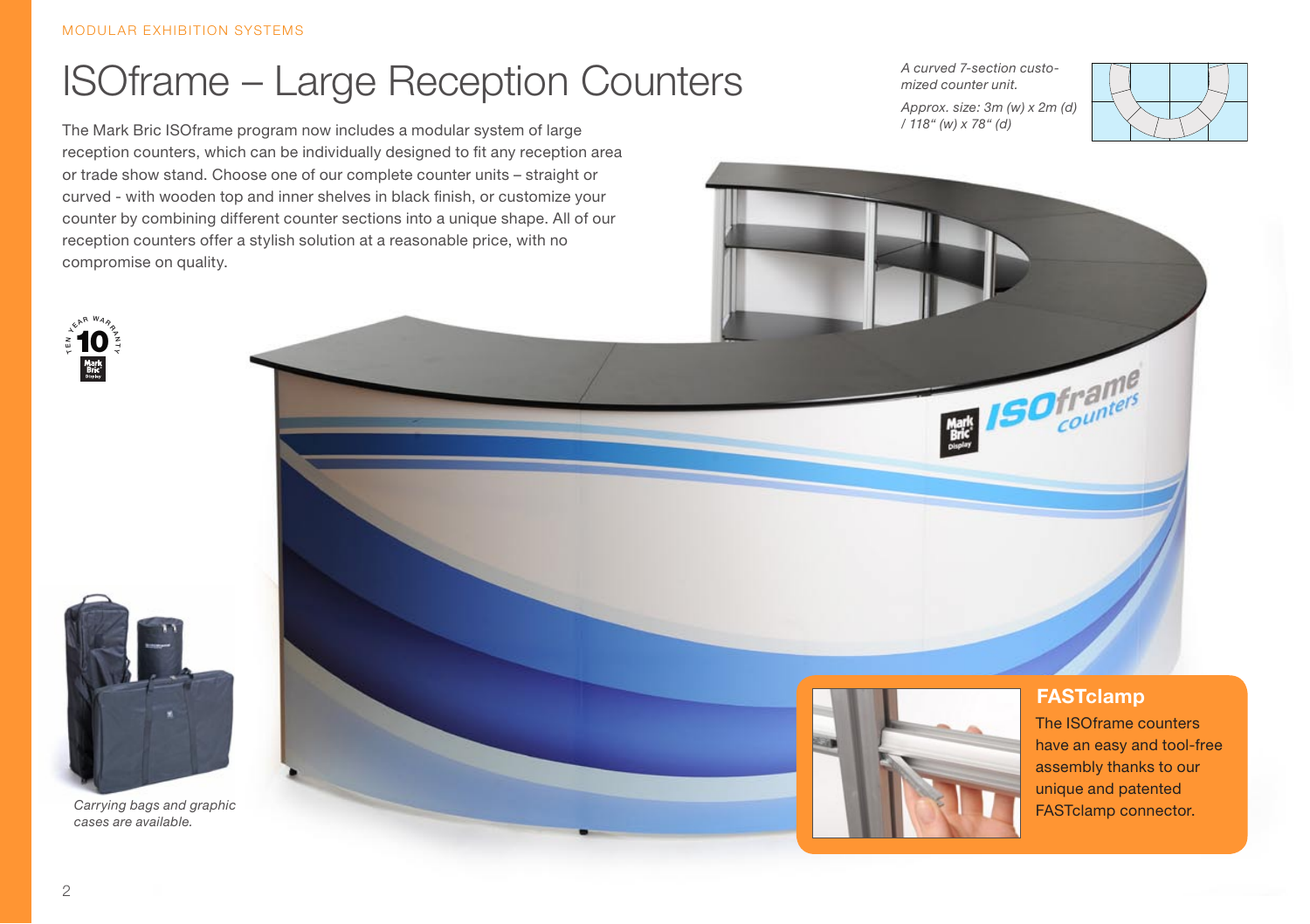MODULAR EXHIBITION SYSTEMS

# ISOframe – Large Reception Counters

The Mark Bric ISOframe program now includes a modular system of large reception counters, which can be individually designed to fit any reception area or trade show stand. Choose one of our complete counter units – straight or curved - with wooden top and inner shelves in black finish, or customize your counter by combining different counter sections into a unique shape. All of our reception counters offer a stylish solution at a reasonable price, with no compromise on quality.

*A curved 7-section customized counter unit.*

*Approx. size: 3m (w) x 2m (d) / 118" (w) x 78" (d)*

*Carrying bags and graphic cases are available.*

## FASTclamp

The ISOframe counters have an easy and tool-free assembly thanks to our unique and patented FASTclamp connector.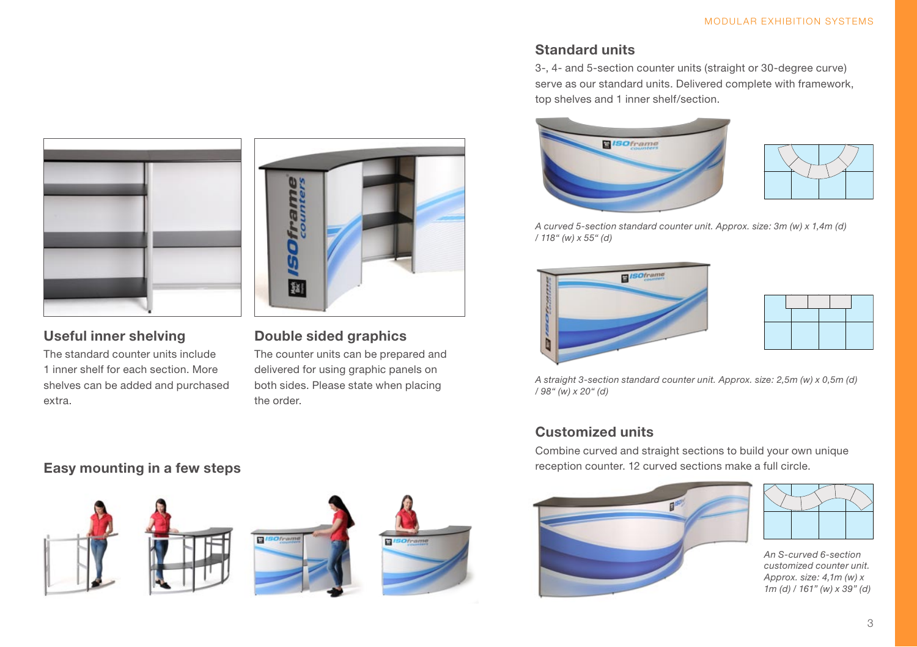## Useful inner shelving

The standard counter units include 1 inner shelf for each section. More shelves can be added and purchased extra.

## Double sided graphics

The counter units can be prepared and delivered for using graphic panels on both sides. Please state when placing the order.

## Easy mounting in a few steps

## Standard units

3-, 4- and 5-section counter units (straight or 30-degree curve) serve as our standard units. Delivered complete with framework, top shelves and 1 inner shelf/section.

*A curved 5-section standard counter unit. Approx. size: 3m (w) x 1,4m (d) / 118" (w) x 55" (d)*

*A straight 3-section standard counter unit. Approx. size: 2,5m (w) x 0,5m (d) / 98" (w) x 20" (d)*

## Customized units

Combine curved and straight sections to build your own unique reception counter. 12 curved sections make a full circle.

*An S-curved 6-section customized counter unit. Approx. size: 4,1m (w) x 1m (d) / 161" (w) x 39" (d)*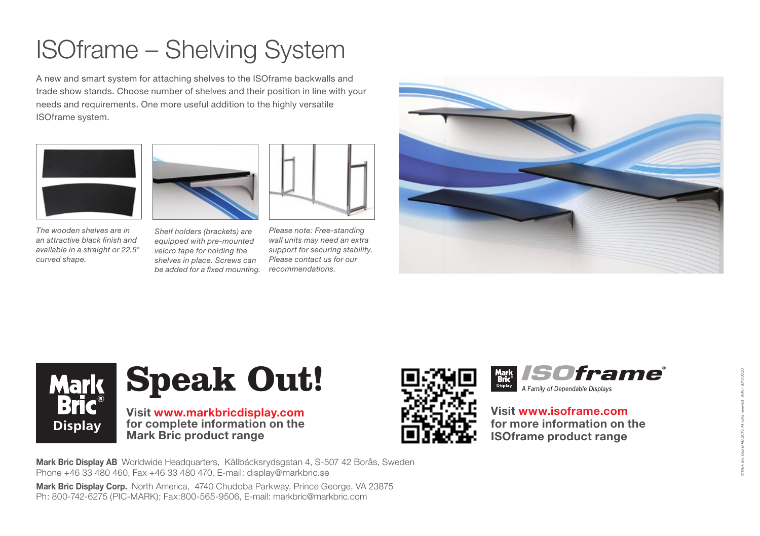# ISOframe – Shelving System

A new and smart system for attaching shelves to the ISOframe backwalls and trade show stands. Choose number of shelves and their position in line with your needs and requirements. One more useful addition to the highly versatile ISOframe system.

*The wooden shelves are in an attractive black finish and available in a straight or 22,5° curved shape.*

*Shelf holders (brackets) are equipped with pre-mounted velcro tape for holding the shelves in place. Screws can be added for a fixed mounting.*

*Please note: Free-standing wall units may need an extra support for securing stability. Please contact us for our recommendations.*

Mark Bric Display

# Speak Out!

**Visit www.markbricdisplay.com for complete information on the Mark Bric product range**

Mark Bric Display ISOframe®

A Family of Dependable Displays

**Visit www.isoframe.com for more information on the ISOframe product range**

**Mark Bric Display AB** Worldwide Headquarters, Källbäcksrydsgatan 4, S-507 42 Borås, Sweden
Phone +46 33 480 460, Fax +46 33 480 470, E-mail: display@markbric.se

**Mark Bric Display Corp.** North America, 4740 Chudoba Parkway, Prince George, VA 23875
Ph: 800-742-6275 (PIC-MARK); Fax:800-565-9506, E-mail: markbric@markbric.com

© Mark Bric Display AB, 2013. All rights reserved. 9616 / 2013.06.20